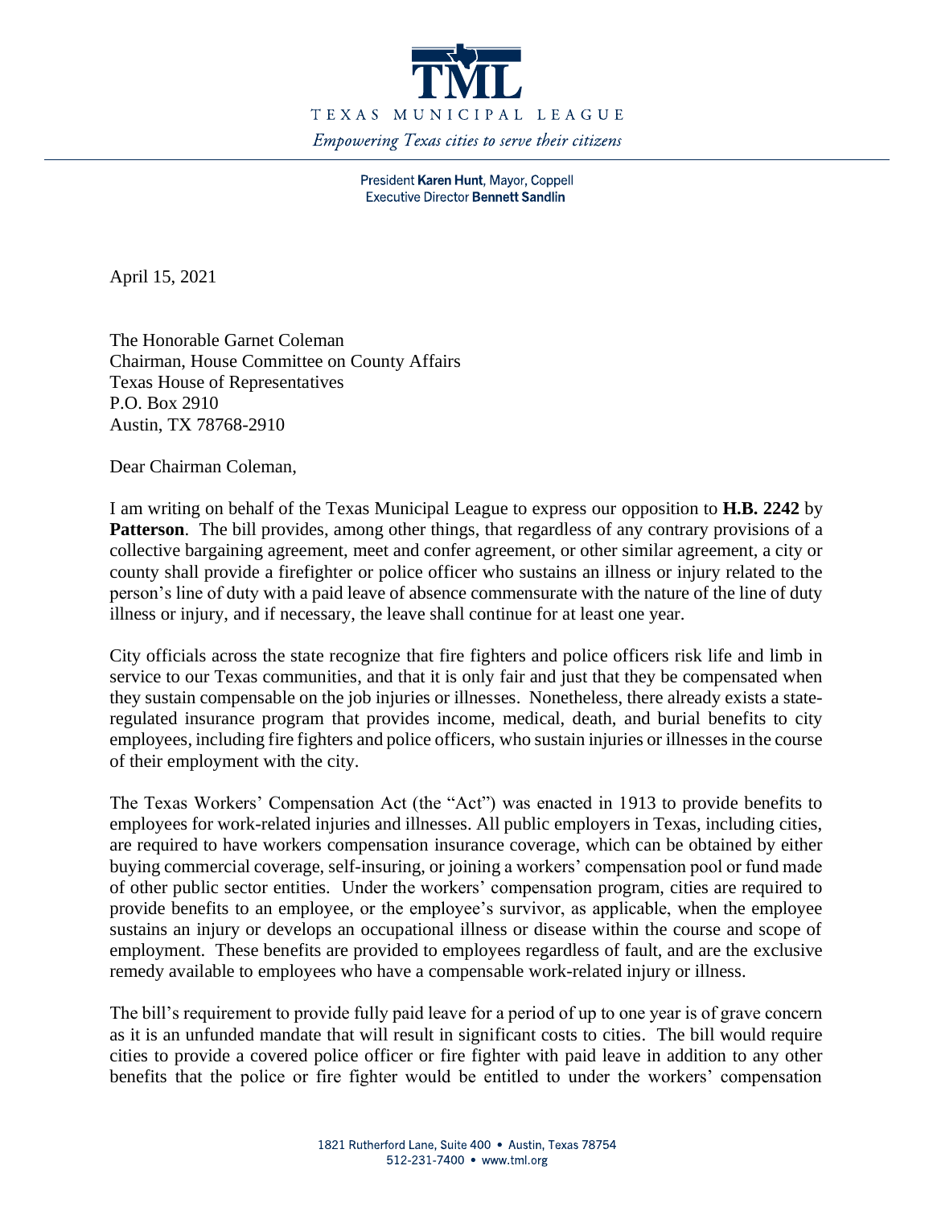**TML**

TEXAS MUNICIPAL LEAGUE

*Empowering Texas cities to serve their citizens*

President **Karen Hunt**, Mayor, Coppell
Executive Director **Bennett Sandlin**

April 15, 2021

The Honorable Garnet Coleman
Chairman, House Committee on County Affairs
Texas House of Representatives
P.O. Box 2910
Austin, TX 78768-2910

Dear Chairman Coleman,

I am writing on behalf of the Texas Municipal League to express our opposition to **H.B. 2242** by **Patterson**. The bill provides, among other things, that regardless of any contrary provisions of a collective bargaining agreement, meet and confer agreement, or other similar agreement, a city or county shall provide a firefighter or police officer who sustains an illness or injury related to the person's line of duty with a paid leave of absence commensurate with the nature of the line of duty illness or injury, and if necessary, the leave shall continue for at least one year.

City officials across the state recognize that fire fighters and police officers risk life and limb in service to our Texas communities, and that it is only fair and just that they be compensated when they sustain compensable on the job injuries or illnesses. Nonetheless, there already exists a state-regulated insurance program that provides income, medical, death, and burial benefits to city employees, including fire fighters and police officers, who sustain injuries or illnesses in the course of their employment with the city.

The Texas Workers' Compensation Act (the "Act") was enacted in 1913 to provide benefits to employees for work-related injuries and illnesses. All public employers in Texas, including cities, are required to have workers compensation insurance coverage, which can be obtained by either buying commercial coverage, self-insuring, or joining a workers' compensation pool or fund made of other public sector entities. Under the workers' compensation program, cities are required to provide benefits to an employee, or the employee's survivor, as applicable, when the employee sustains an injury or develops an occupational illness or disease within the course and scope of employment. These benefits are provided to employees regardless of fault, and are the exclusive remedy available to employees who have a compensable work-related injury or illness.

The bill's requirement to provide fully paid leave for a period of up to one year is of grave concern as it is an unfunded mandate that will result in significant costs to cities. The bill would require cities to provide a covered police officer or fire fighter with paid leave in addition to any other benefits that the police or fire fighter would be entitled to under the workers' compensation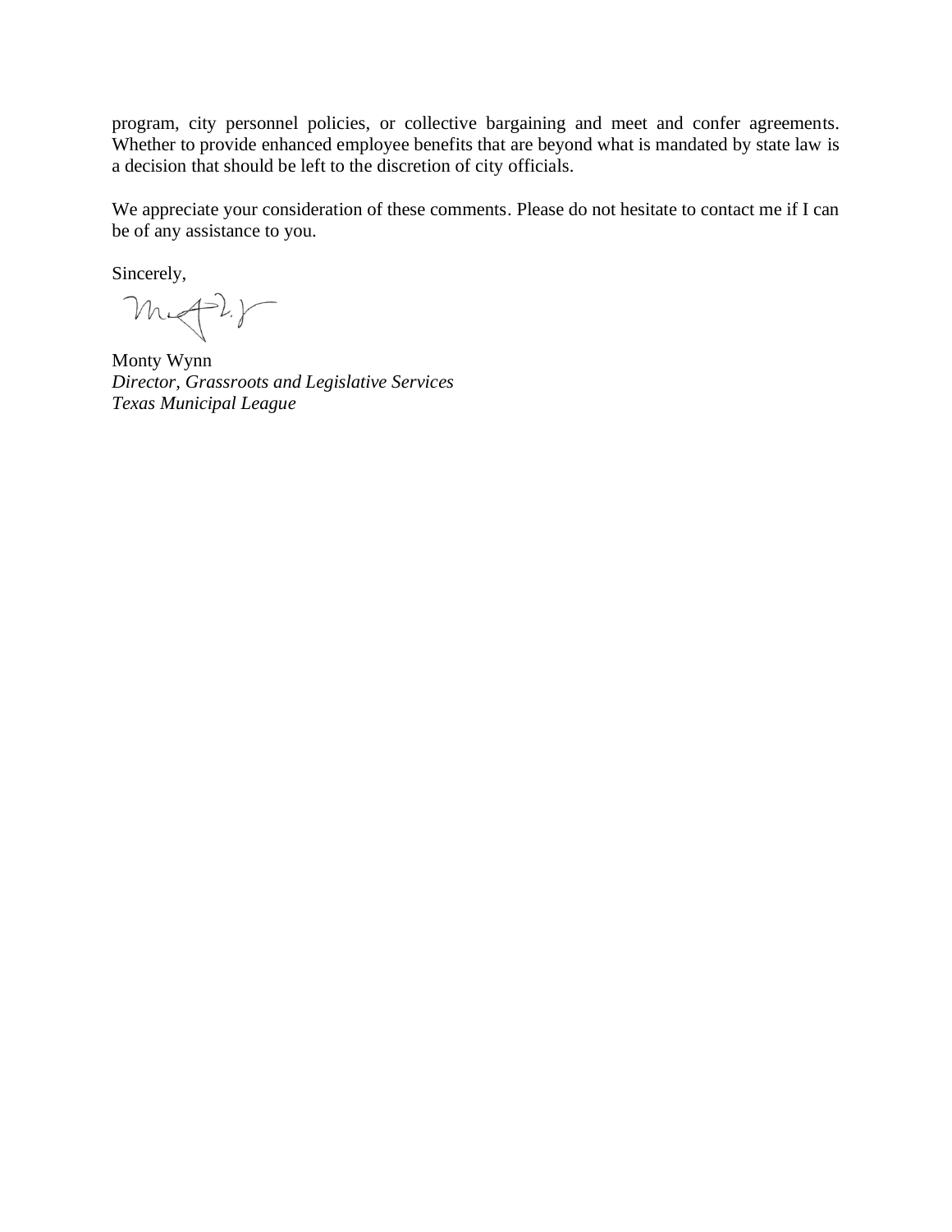program, city personnel policies, or collective bargaining and meet and confer agreements. Whether to provide enhanced employee benefits that are beyond what is mandated by state law is a decision that should be left to the discretion of city officials.

We appreciate your consideration of these comments. Please do not hesitate to contact me if I can be of any assistance to you.

Sincerely,

Monty Wynn
*Director, Grassroots and Legislative Services*
*Texas Municipal League*